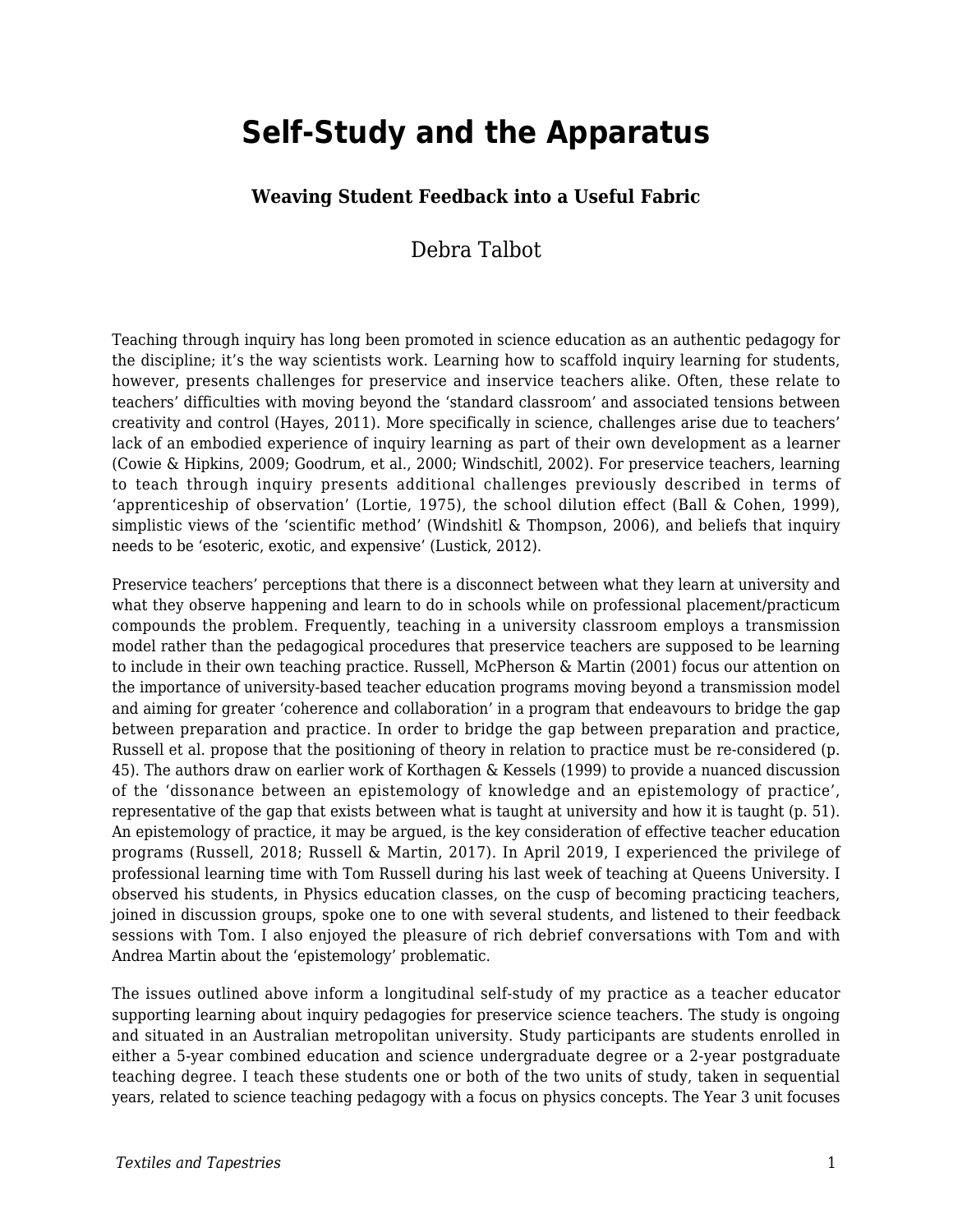# Self-Study and the Apparatus

### Weaving Student Feedback into a Useful Fabric

Debra Talbot

Teaching through inquiry has long been promoted in science education as an authentic pedagogy for the discipline; it's the way scientists work. Learning how to scaffold inquiry learning for students, however, presents challenges for preservice and inservice teachers alike. Often, these relate to teachers' difficulties with moving beyond the 'standard classroom' and associated tensions between creativity and control (Hayes, 2011). More specifically in science, challenges arise due to teachers' lack of an embodied experience of inquiry learning as part of their own development as a learner (Cowie & Hipkins, 2009; Goodrum, et al., 2000; Windschitl, 2002). For preservice teachers, learning to teach through inquiry presents additional challenges previously described in terms of 'apprenticeship of observation' (Lortie, 1975), the school dilution effect (Ball & Cohen, 1999), simplistic views of the 'scientific method' (Windshitl & Thompson, 2006), and beliefs that inquiry needs to be 'esoteric, exotic, and expensive' (Lustick, 2012).

Preservice teachers' perceptions that there is a disconnect between what they learn at university and what they observe happening and learn to do in schools while on professional placement/practicum compounds the problem. Frequently, teaching in a university classroom employs a transmission model rather than the pedagogical procedures that preservice teachers are supposed to be learning to include in their own teaching practice. Russell, McPherson & Martin (2001) focus our attention on the importance of university-based teacher education programs moving beyond a transmission model and aiming for greater 'coherence and collaboration' in a program that endeavours to bridge the gap between preparation and practice. In order to bridge the gap between preparation and practice, Russell et al. propose that the positioning of theory in relation to practice must be re-considered (p. 45). The authors draw on earlier work of Korthagen & Kessels (1999) to provide a nuanced discussion of the 'dissonance between an epistemology of knowledge and an epistemology of practice', representative of the gap that exists between what is taught at university and how it is taught (p. 51). An epistemology of practice, it may be argued, is the key consideration of effective teacher education programs (Russell, 2018; Russell & Martin, 2017). In April 2019, I experienced the privilege of professional learning time with Tom Russell during his last week of teaching at Queens University. I observed his students, in Physics education classes, on the cusp of becoming practicing teachers, joined in discussion groups, spoke one to one with several students, and listened to their feedback sessions with Tom. I also enjoyed the pleasure of rich debrief conversations with Tom and with Andrea Martin about the 'epistemology' problematic.

The issues outlined above inform a longitudinal self-study of my practice as a teacher educator supporting learning about inquiry pedagogies for preservice science teachers. The study is ongoing and situated in an Australian metropolitan university. Study participants are students enrolled in either a 5-year combined education and science undergraduate degree or a 2-year postgraduate teaching degree. I teach these students one or both of the two units of study, taken in sequential years, related to science teaching pedagogy with a focus on physics concepts. The Year 3 unit focuses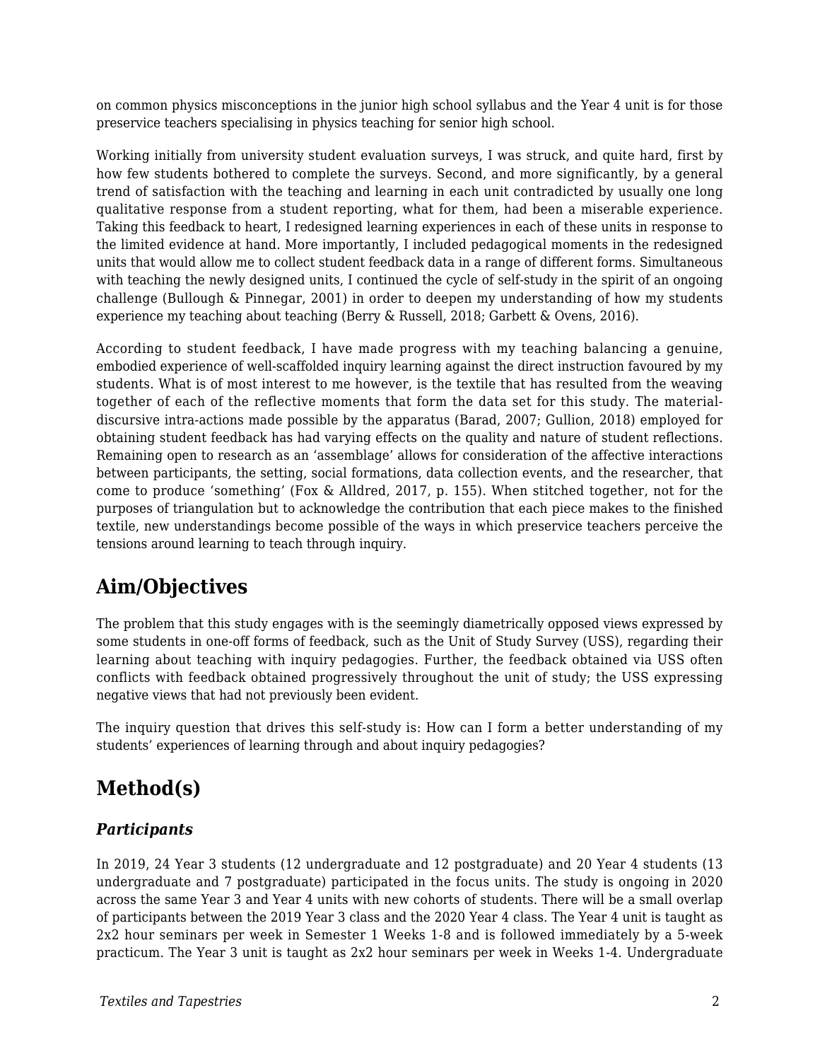on common physics misconceptions in the junior high school syllabus and the Year 4 unit is for those preservice teachers specialising in physics teaching for senior high school.

Working initially from university student evaluation surveys, I was struck, and quite hard, first by how few students bothered to complete the surveys. Second, and more significantly, by a general trend of satisfaction with the teaching and learning in each unit contradicted by usually one long qualitative response from a student reporting, what for them, had been a miserable experience. Taking this feedback to heart, I redesigned learning experiences in each of these units in response to the limited evidence at hand. More importantly, I included pedagogical moments in the redesigned units that would allow me to collect student feedback data in a range of different forms. Simultaneous with teaching the newly designed units, I continued the cycle of self-study in the spirit of an ongoing challenge (Bullough & Pinnegar, 2001) in order to deepen my understanding of how my students experience my teaching about teaching (Berry & Russell, 2018; Garbett & Ovens, 2016).

According to student feedback, I have made progress with my teaching balancing a genuine, embodied experience of well-scaffolded inquiry learning against the direct instruction favoured by my students. What is of most interest to me however, is the textile that has resulted from the weaving together of each of the reflective moments that form the data set for this study. The material-discursive intra-actions made possible by the apparatus (Barad, 2007; Gullion, 2018) employed for obtaining student feedback has had varying effects on the quality and nature of student reflections. Remaining open to research as an 'assemblage' allows for consideration of the affective interactions between participants, the setting, social formations, data collection events, and the researcher, that come to produce 'something' (Fox & Alldred, 2017, p. 155). When stitched together, not for the purposes of triangulation but to acknowledge the contribution that each piece makes to the finished textile, new understandings become possible of the ways in which preservice teachers perceive the tensions around learning to teach through inquiry.

## Aim/Objectives

The problem that this study engages with is the seemingly diametrically opposed views expressed by some students in one-off forms of feedback, such as the Unit of Study Survey (USS), regarding their learning about teaching with inquiry pedagogies. Further, the feedback obtained via USS often conflicts with feedback obtained progressively throughout the unit of study; the USS expressing negative views that had not previously been evident.

The inquiry question that drives this self-study is: How can I form a better understanding of my students' experiences of learning through and about inquiry pedagogies?

## Method(s)

### *Participants*

In 2019, 24 Year 3 students (12 undergraduate and 12 postgraduate) and 20 Year 4 students (13 undergraduate and 7 postgraduate) participated in the focus units. The study is ongoing in 2020 across the same Year 3 and Year 4 units with new cohorts of students. There will be a small overlap of participants between the 2019 Year 3 class and the 2020 Year 4 class. The Year 4 unit is taught as 2x2 hour seminars per week in Semester 1 Weeks 1-8 and is followed immediately by a 5-week practicum. The Year 3 unit is taught as 2x2 hour seminars per week in Weeks 1-4. Undergraduate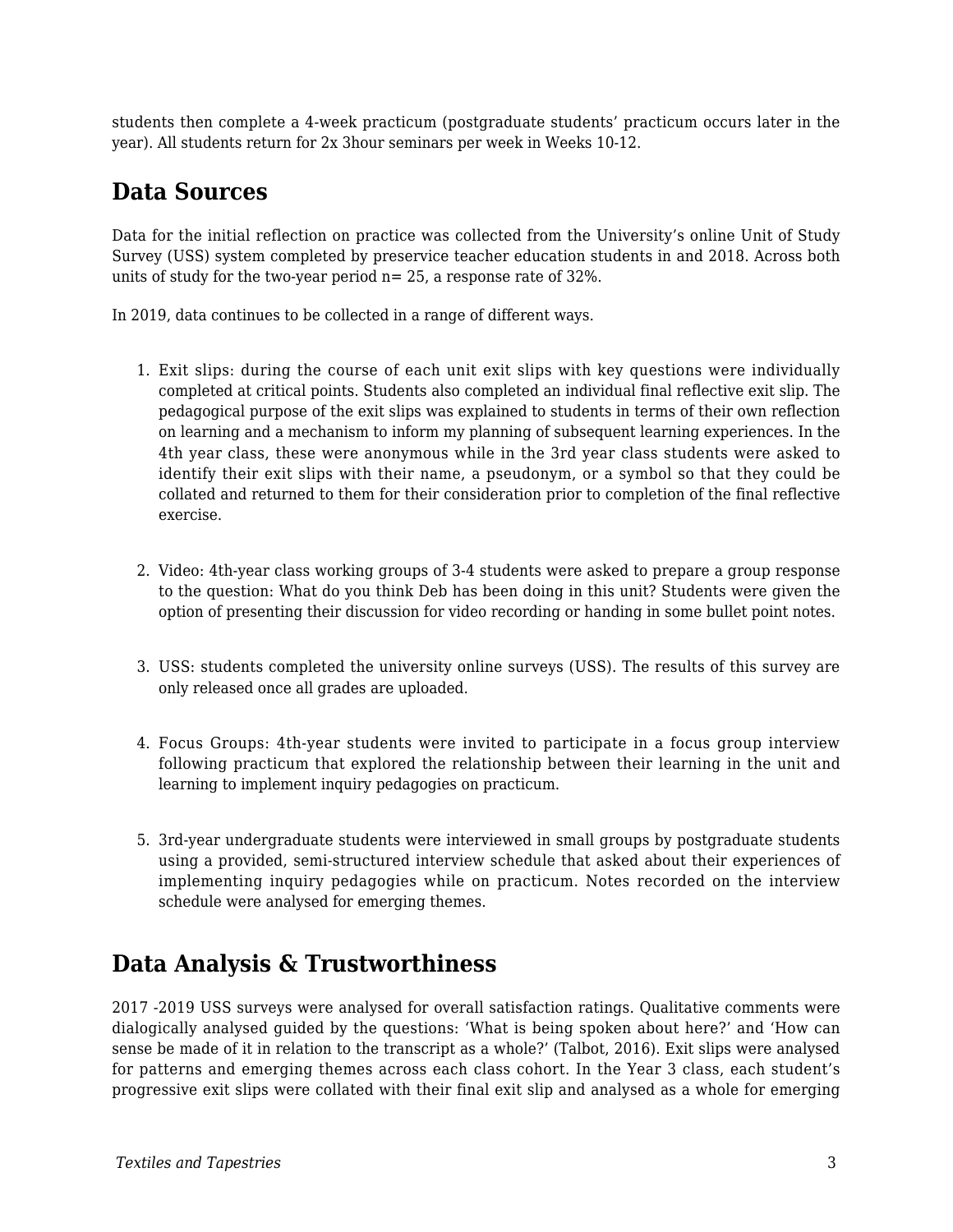students then complete a 4-week practicum (postgraduate students' practicum occurs later in the year). All students return for 2x 3hour seminars per week in Weeks 10-12.

## Data Sources

Data for the initial reflection on practice was collected from the University's online Unit of Study Survey (USS) system completed by preservice teacher education students in and 2018. Across both units of study for the two-year period n= 25, a response rate of 32%.

In 2019, data continues to be collected in a range of different ways.

1. Exit slips: during the course of each unit exit slips with key questions were individually completed at critical points. Students also completed an individual final reflective exit slip. The pedagogical purpose of the exit slips was explained to students in terms of their own reflection on learning and a mechanism to inform my planning of subsequent learning experiences. In the 4th year class, these were anonymous while in the 3rd year class students were asked to identify their exit slips with their name, a pseudonym, or a symbol so that they could be collated and returned to them for their consideration prior to completion of the final reflective exercise.

2. Video: 4th-year class working groups of 3-4 students were asked to prepare a group response to the question: What do you think Deb has been doing in this unit? Students were given the option of presenting their discussion for video recording or handing in some bullet point notes.

3. USS: students completed the university online surveys (USS). The results of this survey are only released once all grades are uploaded.

4. Focus Groups: 4th-year students were invited to participate in a focus group interview following practicum that explored the relationship between their learning in the unit and learning to implement inquiry pedagogies on practicum.

5. 3rd-year undergraduate students were interviewed in small groups by postgraduate students using a provided, semi-structured interview schedule that asked about their experiences of implementing inquiry pedagogies while on practicum. Notes recorded on the interview schedule were analysed for emerging themes.

## Data Analysis & Trustworthiness

2017 -2019 USS surveys were analysed for overall satisfaction ratings. Qualitative comments were dialogically analysed guided by the questions: 'What is being spoken about here?' and 'How can sense be made of it in relation to the transcript as a whole?' (Talbot, 2016). Exit slips were analysed for patterns and emerging themes across each class cohort. In the Year 3 class, each student's progressive exit slips were collated with their final exit slip and analysed as a whole for emerging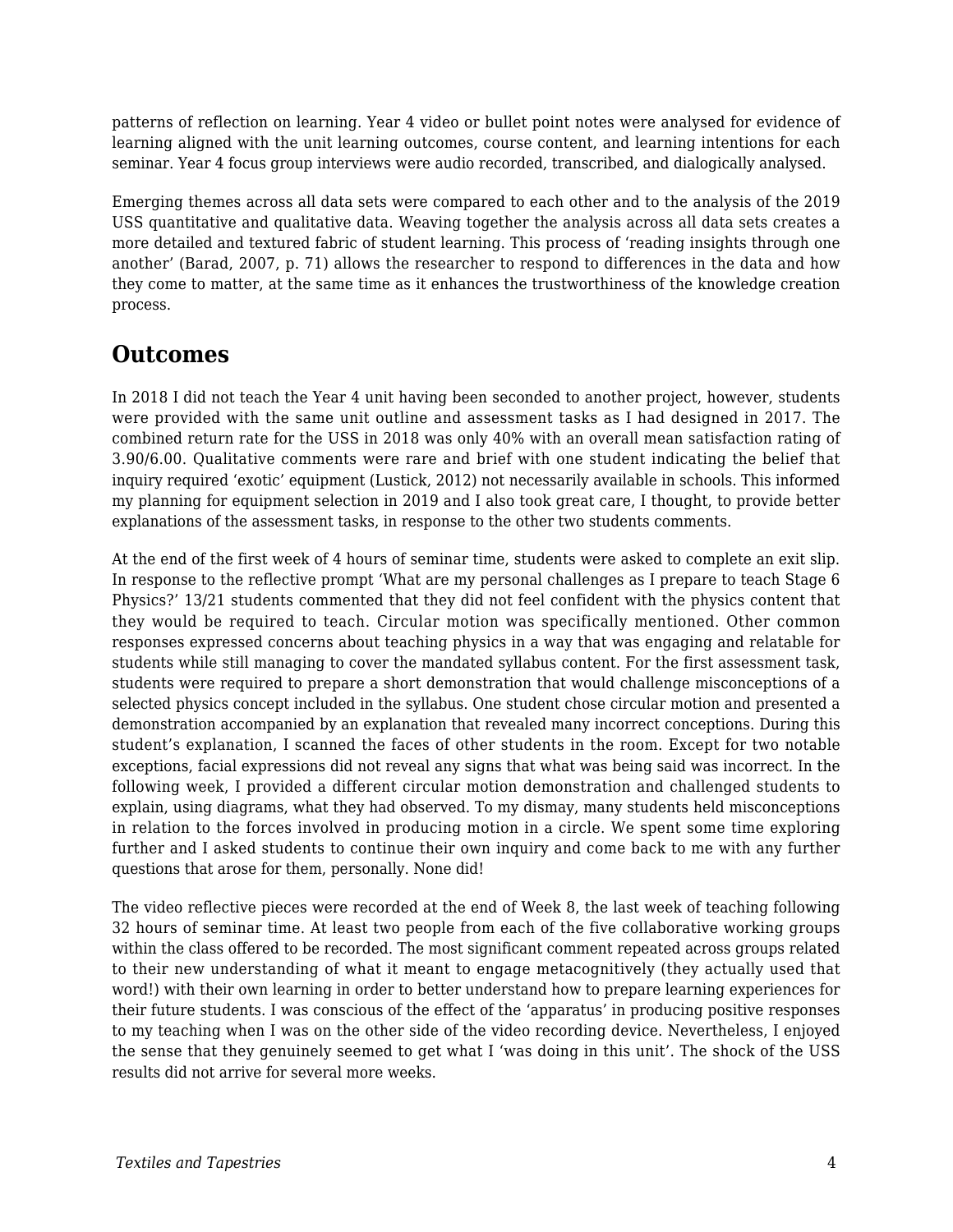patterns of reflection on learning. Year 4 video or bullet point notes were analysed for evidence of learning aligned with the unit learning outcomes, course content, and learning intentions for each seminar. Year 4 focus group interviews were audio recorded, transcribed, and dialogically analysed.

Emerging themes across all data sets were compared to each other and to the analysis of the 2019 USS quantitative and qualitative data. Weaving together the analysis across all data sets creates a more detailed and textured fabric of student learning. This process of 'reading insights through one another' (Barad, 2007, p. 71) allows the researcher to respond to differences in the data and how they come to matter, at the same time as it enhances the trustworthiness of the knowledge creation process.

## Outcomes

In 2018 I did not teach the Year 4 unit having been seconded to another project, however, students were provided with the same unit outline and assessment tasks as I had designed in 2017. The combined return rate for the USS in 2018 was only 40% with an overall mean satisfaction rating of 3.90/6.00. Qualitative comments were rare and brief with one student indicating the belief that inquiry required 'exotic' equipment (Lustick, 2012) not necessarily available in schools. This informed my planning for equipment selection in 2019 and I also took great care, I thought, to provide better explanations of the assessment tasks, in response to the other two students comments.

At the end of the first week of 4 hours of seminar time, students were asked to complete an exit slip. In response to the reflective prompt 'What are my personal challenges as I prepare to teach Stage 6 Physics?' 13/21 students commented that they did not feel confident with the physics content that they would be required to teach. Circular motion was specifically mentioned. Other common responses expressed concerns about teaching physics in a way that was engaging and relatable for students while still managing to cover the mandated syllabus content. For the first assessment task, students were required to prepare a short demonstration that would challenge misconceptions of a selected physics concept included in the syllabus. One student chose circular motion and presented a demonstration accompanied by an explanation that revealed many incorrect conceptions. During this student's explanation, I scanned the faces of other students in the room. Except for two notable exceptions, facial expressions did not reveal any signs that what was being said was incorrect. In the following week, I provided a different circular motion demonstration and challenged students to explain, using diagrams, what they had observed. To my dismay, many students held misconceptions in relation to the forces involved in producing motion in a circle. We spent some time exploring further and I asked students to continue their own inquiry and come back to me with any further questions that arose for them, personally. None did!

The video reflective pieces were recorded at the end of Week 8, the last week of teaching following 32 hours of seminar time. At least two people from each of the five collaborative working groups within the class offered to be recorded. The most significant comment repeated across groups related to their new understanding of what it meant to engage metacognitively (they actually used that word!) with their own learning in order to better understand how to prepare learning experiences for their future students. I was conscious of the effect of the 'apparatus' in producing positive responses to my teaching when I was on the other side of the video recording device. Nevertheless, I enjoyed the sense that they genuinely seemed to get what I 'was doing in this unit'. The shock of the USS results did not arrive for several more weeks.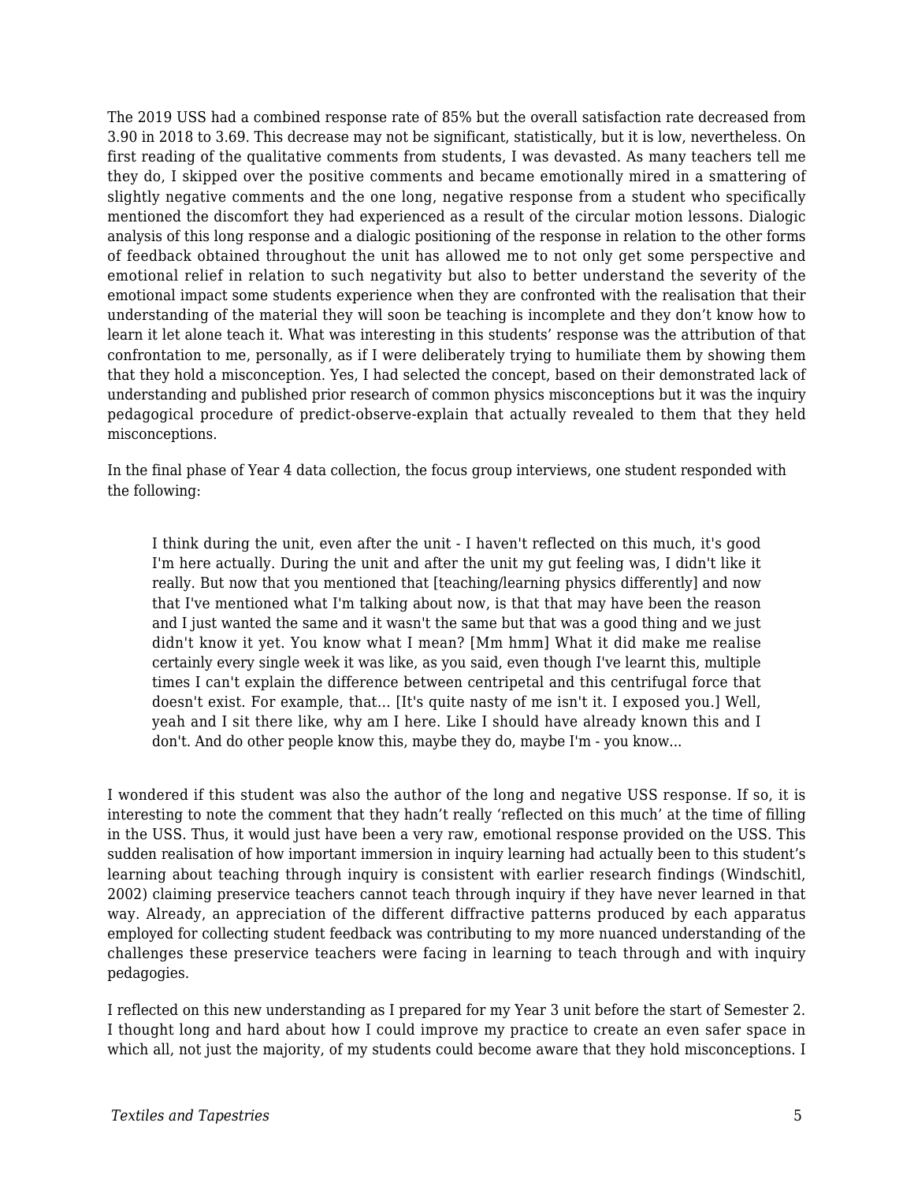The 2019 USS had a combined response rate of 85% but the overall satisfaction rate decreased from 3.90 in 2018 to 3.69. This decrease may not be significant, statistically, but it is low, nevertheless. On first reading of the qualitative comments from students, I was devasted. As many teachers tell me they do, I skipped over the positive comments and became emotionally mired in a smattering of slightly negative comments and the one long, negative response from a student who specifically mentioned the discomfort they had experienced as a result of the circular motion lessons. Dialogic analysis of this long response and a dialogic positioning of the response in relation to the other forms of feedback obtained throughout the unit has allowed me to not only get some perspective and emotional relief in relation to such negativity but also to better understand the severity of the emotional impact some students experience when they are confronted with the realisation that their understanding of the material they will soon be teaching is incomplete and they don't know how to learn it let alone teach it. What was interesting in this students' response was the attribution of that confrontation to me, personally, as if I were deliberately trying to humiliate them by showing them that they hold a misconception. Yes, I had selected the concept, based on their demonstrated lack of understanding and published prior research of common physics misconceptions but it was the inquiry pedagogical procedure of predict-observe-explain that actually revealed to them that they held misconceptions.

In the final phase of Year 4 data collection, the focus group interviews, one student responded with the following:

> I think during the unit, even after the unit - I haven't reflected on this much, it's good I'm here actually. During the unit and after the unit my gut feeling was, I didn't like it really. But now that you mentioned that [teaching/learning physics differently] and now that I've mentioned what I'm talking about now, is that that may have been the reason and I just wanted the same and it wasn't the same but that was a good thing and we just didn't know it yet. You know what I mean? [Mm hmm] What it did make me realise certainly every single week it was like, as you said, even though I've learnt this, multiple times I can't explain the difference between centripetal and this centrifugal force that doesn't exist. For example, that... [It's quite nasty of me isn't it. I exposed you.] Well, yeah and I sit there like, why am I here. Like I should have already known this and I don't. And do other people know this, maybe they do, maybe I'm - you know...

I wondered if this student was also the author of the long and negative USS response. If so, it is interesting to note the comment that they hadn't really 'reflected on this much' at the time of filling in the USS. Thus, it would just have been a very raw, emotional response provided on the USS. This sudden realisation of how important immersion in inquiry learning had actually been to this student's learning about teaching through inquiry is consistent with earlier research findings (Windschitl, 2002) claiming preservice teachers cannot teach through inquiry if they have never learned in that way. Already, an appreciation of the different diffractive patterns produced by each apparatus employed for collecting student feedback was contributing to my more nuanced understanding of the challenges these preservice teachers were facing in learning to teach through and with inquiry pedagogies.

I reflected on this new understanding as I prepared for my Year 3 unit before the start of Semester 2. I thought long and hard about how I could improve my practice to create an even safer space in which all, not just the majority, of my students could become aware that they hold misconceptions. I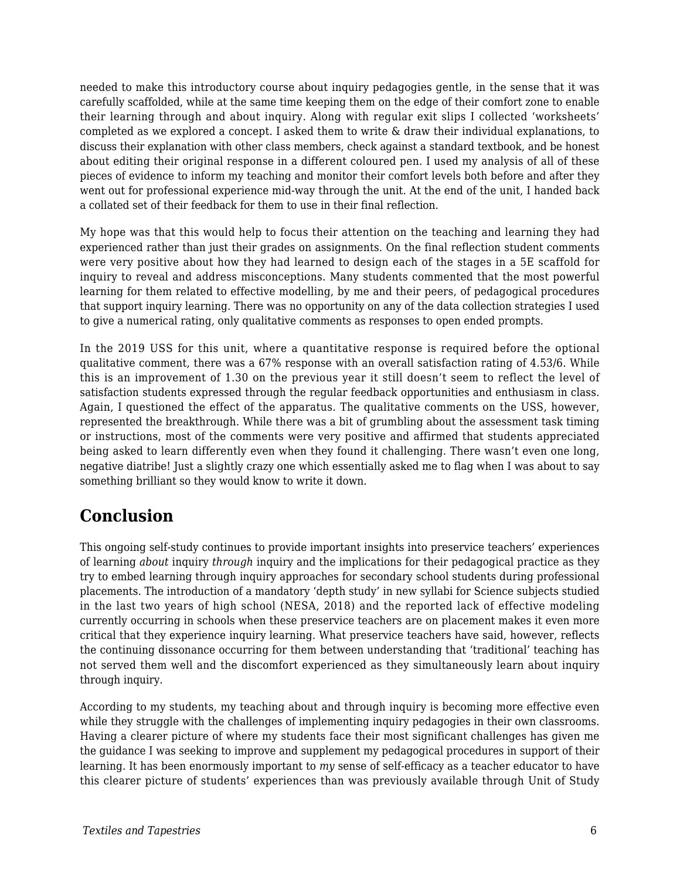needed to make this introductory course about inquiry pedagogies gentle, in the sense that it was carefully scaffolded, while at the same time keeping them on the edge of their comfort zone to enable their learning through and about inquiry. Along with regular exit slips I collected 'worksheets' completed as we explored a concept. I asked them to write & draw their individual explanations, to discuss their explanation with other class members, check against a standard textbook, and be honest about editing their original response in a different coloured pen. I used my analysis of all of these pieces of evidence to inform my teaching and monitor their comfort levels both before and after they went out for professional experience mid-way through the unit. At the end of the unit, I handed back a collated set of their feedback for them to use in their final reflection.

My hope was that this would help to focus their attention on the teaching and learning they had experienced rather than just their grades on assignments. On the final reflection student comments were very positive about how they had learned to design each of the stages in a 5E scaffold for inquiry to reveal and address misconceptions. Many students commented that the most powerful learning for them related to effective modelling, by me and their peers, of pedagogical procedures that support inquiry learning. There was no opportunity on any of the data collection strategies I used to give a numerical rating, only qualitative comments as responses to open ended prompts.

In the 2019 USS for this unit, where a quantitative response is required before the optional qualitative comment, there was a 67% response with an overall satisfaction rating of 4.53/6. While this is an improvement of 1.30 on the previous year it still doesn't seem to reflect the level of satisfaction students expressed through the regular feedback opportunities and enthusiasm in class. Again, I questioned the effect of the apparatus. The qualitative comments on the USS, however, represented the breakthrough. While there was a bit of grumbling about the assessment task timing or instructions, most of the comments were very positive and affirmed that students appreciated being asked to learn differently even when they found it challenging. There wasn't even one long, negative diatribe! Just a slightly crazy one which essentially asked me to flag when I was about to say something brilliant so they would know to write it down.

## Conclusion

This ongoing self-study continues to provide important insights into preservice teachers' experiences of learning *about* inquiry *through* inquiry and the implications for their pedagogical practice as they try to embed learning through inquiry approaches for secondary school students during professional placements. The introduction of a mandatory 'depth study' in new syllabi for Science subjects studied in the last two years of high school (NESA, 2018) and the reported lack of effective modeling currently occurring in schools when these preservice teachers are on placement makes it even more critical that they experience inquiry learning. What preservice teachers have said, however, reflects the continuing dissonance occurring for them between understanding that 'traditional' teaching has not served them well and the discomfort experienced as they simultaneously learn about inquiry through inquiry.

According to my students, my teaching about and through inquiry is becoming more effective even while they struggle with the challenges of implementing inquiry pedagogies in their own classrooms. Having a clearer picture of where my students face their most significant challenges has given me the guidance I was seeking to improve and supplement my pedagogical procedures in support of their learning. It has been enormously important to *my* sense of self-efficacy as a teacher educator to have this clearer picture of students' experiences than was previously available through Unit of Study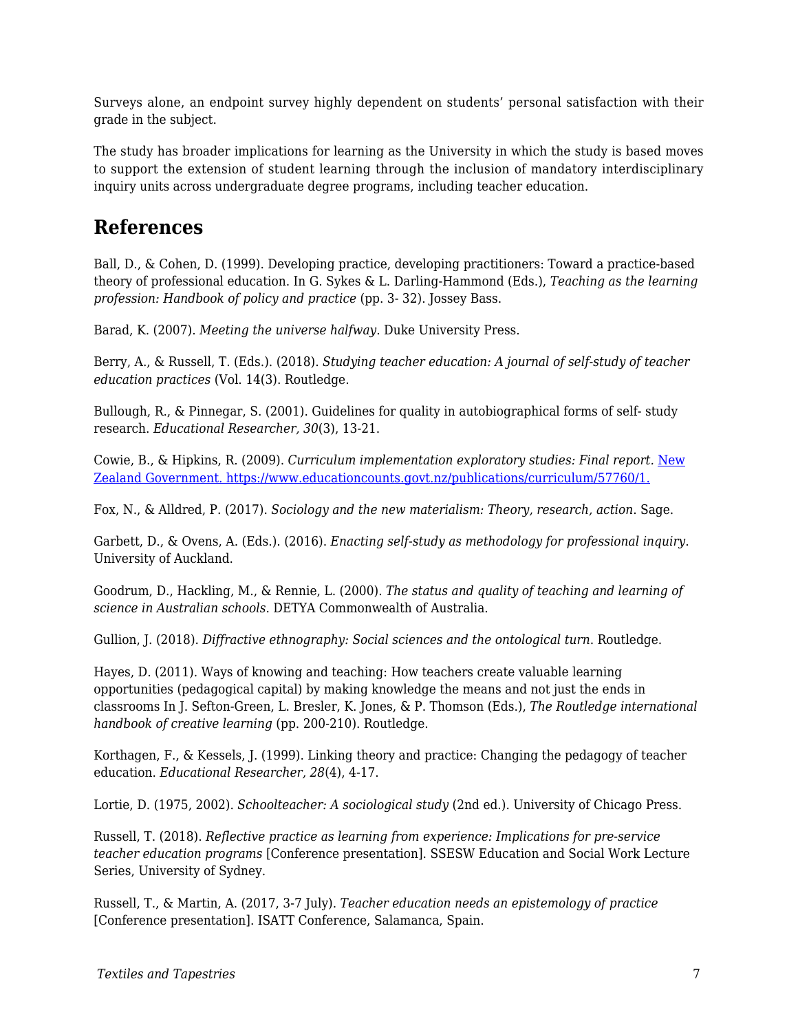Surveys alone, an endpoint survey highly dependent on students' personal satisfaction with their grade in the subject.

The study has broader implications for learning as the University in which the study is based moves to support the extension of student learning through the inclusion of mandatory interdisciplinary inquiry units across undergraduate degree programs, including teacher education.

## References

Ball, D., & Cohen, D. (1999). Developing practice, developing practitioners: Toward a practice-based theory of professional education. In G. Sykes & L. Darling-Hammond (Eds.), *Teaching as the learning profession: Handbook of policy and practice* (pp. 3- 32). Jossey Bass.

Barad, K. (2007). *Meeting the universe halfway*. Duke University Press.

Berry, A., & Russell, T. (Eds.). (2018). *Studying teacher education: A journal of self-study of teacher education practices* (Vol. 14(3). Routledge.

Bullough, R., & Pinnegar, S. (2001). Guidelines for quality in autobiographical forms of self- study research. *Educational Researcher, 30*(3), 13-21.

Cowie, B., & Hipkins, R. (2009). *Curriculum implementation exploratory studies: Final report.* New Zealand Government. https://www.educationcounts.govt.nz/publications/curriculum/57760/1.

Fox, N., & Alldred, P. (2017). *Sociology and the new materialism: Theory, research, action*. Sage.

Garbett, D., & Ovens, A. (Eds.). (2016). *Enacting self-study as methodology for professional inquiry*. University of Auckland.

Goodrum, D., Hackling, M., & Rennie, L. (2000). *The status and quality of teaching and learning of science in Australian schools*. DETYA Commonwealth of Australia.

Gullion, J. (2018). *Diffractive ethnography: Social sciences and the ontological turn*. Routledge.

Hayes, D. (2011). Ways of knowing and teaching: How teachers create valuable learning opportunities (pedagogical capital) by making knowledge the means and not just the ends in classrooms In J. Sefton-Green, L. Bresler, K. Jones, & P. Thomson (Eds.), *The Routledge international handbook of creative learning* (pp. 200-210). Routledge.

Korthagen, F., & Kessels, J. (1999). Linking theory and practice: Changing the pedagogy of teacher education. *Educational Researcher, 28*(4), 4-17.

Lortie, D. (1975, 2002). *Schoolteacher: A sociological study* (2nd ed.). University of Chicago Press.

Russell, T. (2018). *Reflective practice as learning from experience: Implications for pre-service teacher education programs* [Conference presentation]. SSESW Education and Social Work Lecture Series, University of Sydney.

Russell, T., & Martin, A. (2017, 3-7 July). *Teacher education needs an epistemology of practice* [Conference presentation]. ISATT Conference, Salamanca, Spain.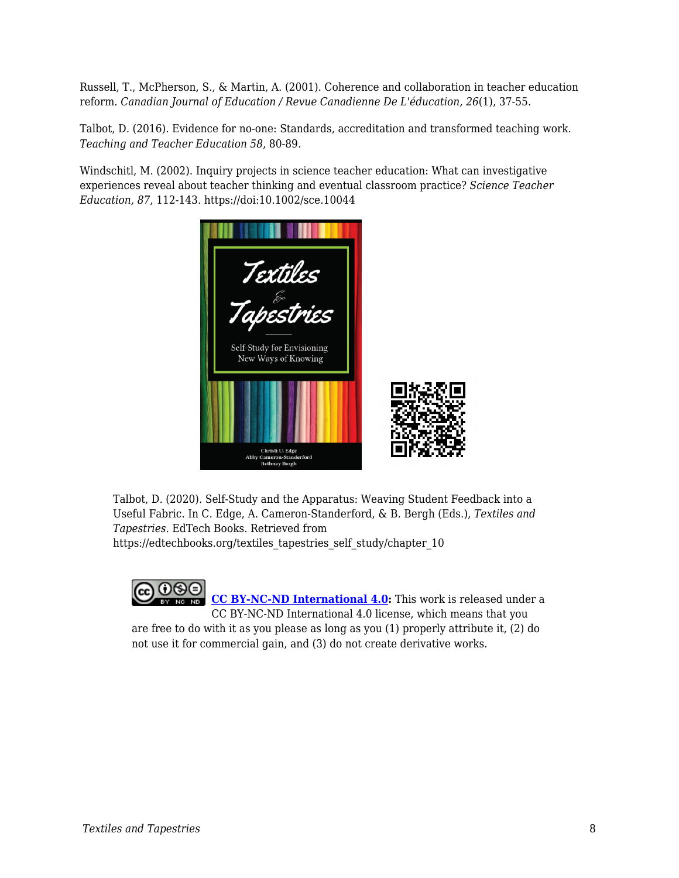Russell, T., McPherson, S., & Martin, A. (2001). Coherence and collaboration in teacher education reform. *Canadian Journal of Education / Revue Canadienne De L'éducation, 26*(1), 37-55.

Talbot, D. (2016). Evidence for no-one: Standards, accreditation and transformed teaching work. *Teaching and Teacher Education 58*, 80-89.

Windschitl, M. (2002). Inquiry projects in science teacher education: What can investigative experiences reveal about teacher thinking and eventual classroom practice? *Science Teacher Education, 87*, 112-143. https://doi:10.1002/sce.10044

Talbot, D. (2020). Self-Study and the Apparatus: Weaving Student Feedback into a Useful Fabric. In C. Edge, A. Cameron-Standerford, & B. Bergh (Eds.), *Textiles and Tapestries*. EdTech Books. Retrieved from https://edtechbooks.org/textiles_tapestries_self_study/chapter_10

**CC BY-NC-ND International 4.0:** This work is released under a CC BY-NC-ND International 4.0 license, which means that you are free to do with it as you please as long as you (1) properly attribute it, (2) do not use it for commercial gain, and (3) do not create derivative works.